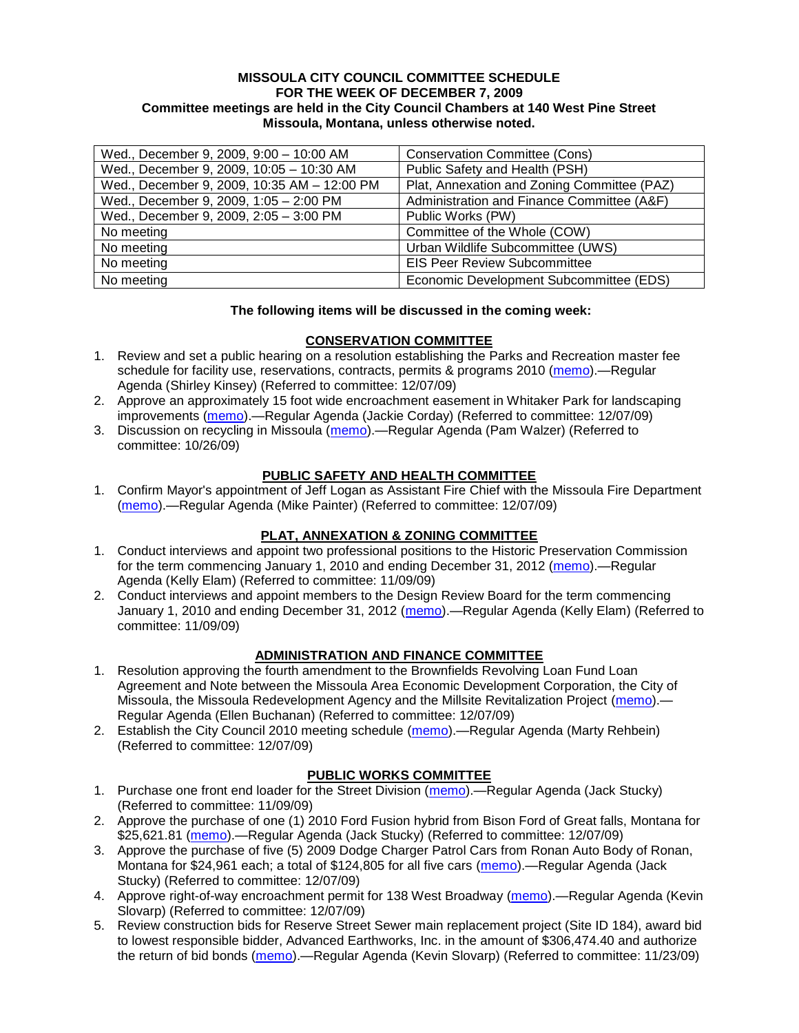**MISSOULA CITY COUNCIL COMMITTEE SCHEDULE**
**FOR THE WEEK OF DECEMBER 7, 2009**
**Committee meetings are held in the City Council Chambers at 140 West Pine Street Missoula, Montana, unless otherwise noted.**

| | |
|---|---|
| Wed., December 9, 2009, 9:00 – 10:00 AM | Conservation Committee (Cons) |
| Wed., December 9, 2009, 10:05 – 10:30 AM | Public Safety and Health (PSH) |
| Wed., December 9, 2009, 10:35 AM – 12:00 PM | Plat, Annexation and Zoning Committee (PAZ) |
| Wed., December 9, 2009, 1:05 – 2:00 PM | Administration and Finance Committee (A&F) |
| Wed., December 9, 2009, 2:05 – 3:00 PM | Public Works (PW) |
| No meeting | Committee of the Whole (COW) |
| No meeting | Urban Wildlife Subcommittee (UWS) |
| No meeting | EIS Peer Review Subcommittee |
| No meeting | Economic Development Subcommittee (EDS) |

**The following items will be discussed in the coming week:**

## CONSERVATION COMMITTEE

1. Review and set a public hearing on a resolution establishing the Parks and Recreation master fee schedule for facility use, reservations, contracts, permits & programs 2010 (memo).—Regular Agenda (Shirley Kinsey) (Referred to committee: 12/07/09)
2. Approve an approximately 15 foot wide encroachment easement in Whitaker Park for landscaping improvements (memo).—Regular Agenda (Jackie Corday) (Referred to committee: 12/07/09)
3. Discussion on recycling in Missoula (memo).—Regular Agenda (Pam Walzer) (Referred to committee: 10/26/09)

## PUBLIC SAFETY AND HEALTH COMMITTEE

1. Confirm Mayor's appointment of Jeff Logan as Assistant Fire Chief with the Missoula Fire Department (memo).—Regular Agenda (Mike Painter) (Referred to committee: 12/07/09)

## PLAT, ANNEXATION & ZONING COMMITTEE

1. Conduct interviews and appoint two professional positions to the Historic Preservation Commission for the term commencing January 1, 2010 and ending December 31, 2012 (memo).—Regular Agenda (Kelly Elam) (Referred to committee: 11/09/09)
2. Conduct interviews and appoint members to the Design Review Board for the term commencing January 1, 2010 and ending December 31, 2012 (memo).—Regular Agenda (Kelly Elam) (Referred to committee: 11/09/09)

## ADMINISTRATION AND FINANCE COMMITTEE

1. Resolution approving the fourth amendment to the Brownfields Revolving Loan Fund Loan Agreement and Note between the Missoula Area Economic Development Corporation, the City of Missoula, the Missoula Redevelopment Agency and the Millsite Revitalization Project (memo).—Regular Agenda (Ellen Buchanan) (Referred to committee: 12/07/09)
2. Establish the City Council 2010 meeting schedule (memo).—Regular Agenda (Marty Rehbein) (Referred to committee: 12/07/09)

## PUBLIC WORKS COMMITTEE

1. Purchase one front end loader for the Street Division (memo).—Regular Agenda (Jack Stucky) (Referred to committee: 11/09/09)
2. Approve the purchase of one (1) 2010 Ford Fusion hybrid from Bison Ford of Great falls, Montana for $25,621.81 (memo).—Regular Agenda (Jack Stucky) (Referred to committee: 12/07/09)
3. Approve the purchase of five (5) 2009 Dodge Charger Patrol Cars from Ronan Auto Body of Ronan, Montana for $24,961 each; a total of $124,805 for all five cars (memo).—Regular Agenda (Jack Stucky) (Referred to committee: 12/07/09)
4. Approve right-of-way encroachment permit for 138 West Broadway (memo).—Regular Agenda (Kevin Slovarp) (Referred to committee: 12/07/09)
5. Review construction bids for Reserve Street Sewer main replacement project (Site ID 184), award bid to lowest responsible bidder, Advanced Earthworks, Inc. in the amount of $306,474.40 and authorize the return of bid bonds (memo).—Regular Agenda (Kevin Slovarp) (Referred to committee: 11/23/09)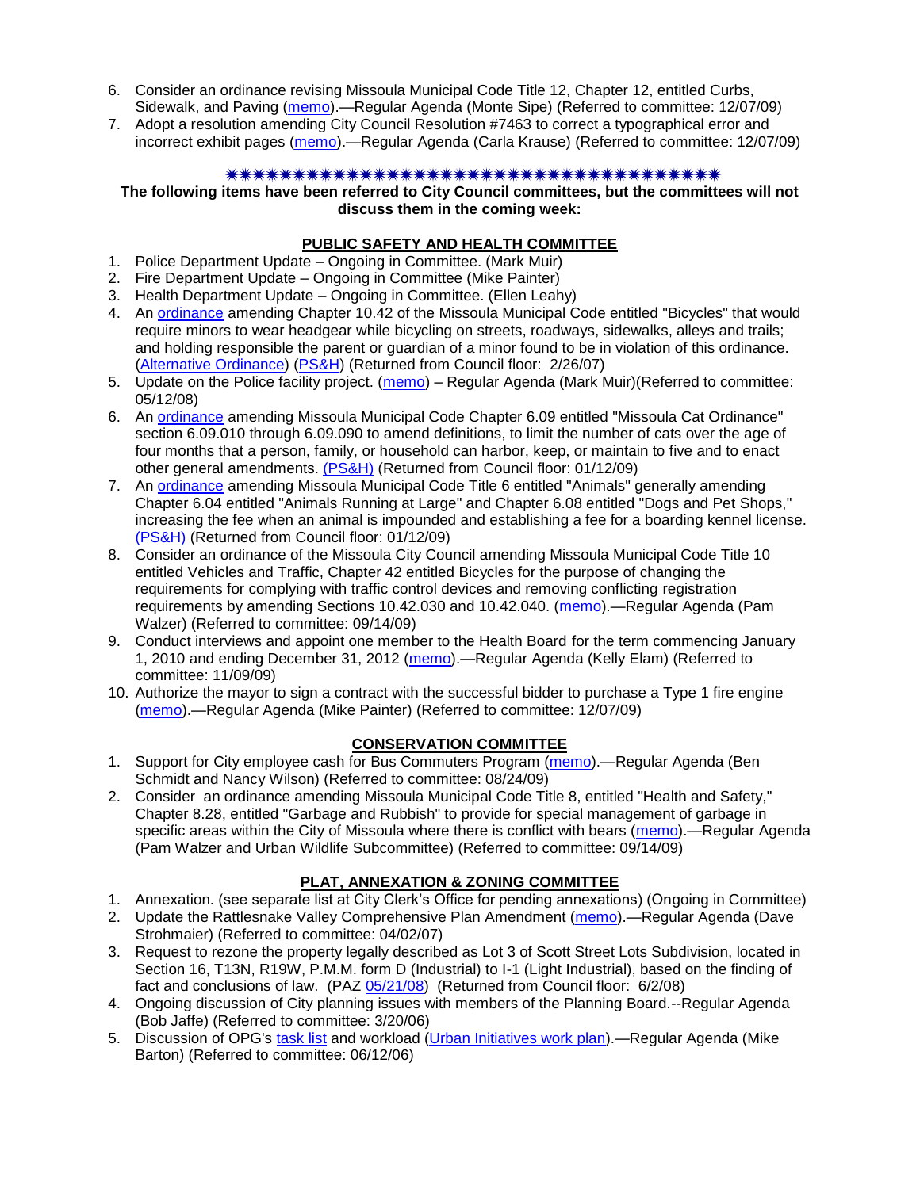6. Consider an ordinance revising Missoula Municipal Code Title 12, Chapter 12, entitled Curbs, Sidewalk, and Paving (memo).—Regular Agenda (Monte Sipe) (Referred to committee: 12/07/09)
7. Adopt a resolution amending City Council Resolution #7463 to correct a typographical error and incorrect exhibit pages (memo).—Regular Agenda (Carla Krause) (Referred to committee: 12/07/09)

✷✷✷✷✷✷✷✷✷✷✷✷✷✷✷✷✷✷✷✷✷✷✷✷✷✷✷✷✷✷✷✷✷✷✷✷✷✷✷✷✷

**The following items have been referred to City Council committees, but the committees will not discuss them in the coming week:**

## PUBLIC SAFETY AND HEALTH COMMITTEE

1. Police Department Update – Ongoing in Committee. (Mark Muir)
2. Fire Department Update – Ongoing in Committee (Mike Painter)
3. Health Department Update – Ongoing in Committee. (Ellen Leahy)
4. An ordinance amending Chapter 10.42 of the Missoula Municipal Code entitled "Bicycles" that would require minors to wear headgear while bicycling on streets, roadways, sidewalks, alleys and trails; and holding responsible the parent or guardian of a minor found to be in violation of this ordinance. (Alternative Ordinance) (PS&H) (Returned from Council floor: 2/26/07)
5. Update on the Police facility project. (memo) – Regular Agenda (Mark Muir)(Referred to committee: 05/12/08)
6. An ordinance amending Missoula Municipal Code Chapter 6.09 entitled "Missoula Cat Ordinance" section 6.09.010 through 6.09.090 to amend definitions, to limit the number of cats over the age of four months that a person, family, or household can harbor, keep, or maintain to five and to enact other general amendments. (PS&H) (Returned from Council floor: 01/12/09)
7. An ordinance amending Missoula Municipal Code Title 6 entitled "Animals" generally amending Chapter 6.04 entitled "Animals Running at Large" and Chapter 6.08 entitled "Dogs and Pet Shops," increasing the fee when an animal is impounded and establishing a fee for a boarding kennel license. (PS&H) (Returned from Council floor: 01/12/09)
8. Consider an ordinance of the Missoula City Council amending Missoula Municipal Code Title 10 entitled Vehicles and Traffic, Chapter 42 entitled Bicycles for the purpose of changing the requirements for complying with traffic control devices and removing conflicting registration requirements by amending Sections 10.42.030 and 10.42.040. (memo).—Regular Agenda (Pam Walzer) (Referred to committee: 09/14/09)
9. Conduct interviews and appoint one member to the Health Board for the term commencing January 1, 2010 and ending December 31, 2012 (memo).—Regular Agenda (Kelly Elam) (Referred to committee: 11/09/09)
10. Authorize the mayor to sign a contract with the successful bidder to purchase a Type 1 fire engine (memo).—Regular Agenda (Mike Painter) (Referred to committee: 12/07/09)

## CONSERVATION COMMITTEE

1. Support for City employee cash for Bus Commuters Program (memo).—Regular Agenda (Ben Schmidt and Nancy Wilson) (Referred to committee: 08/24/09)
2. Consider an ordinance amending Missoula Municipal Code Title 8, entitled "Health and Safety," Chapter 8.28, entitled "Garbage and Rubbish" to provide for special management of garbage in specific areas within the City of Missoula where there is conflict with bears (memo).—Regular Agenda (Pam Walzer and Urban Wildlife Subcommittee) (Referred to committee: 09/14/09)

## PLAT, ANNEXATION & ZONING COMMITTEE

1. Annexation. (see separate list at City Clerk's Office for pending annexations) (Ongoing in Committee)
2. Update the Rattlesnake Valley Comprehensive Plan Amendment (memo).—Regular Agenda (Dave Strohmaier) (Referred to committee: 04/02/07)
3. Request to rezone the property legally described as Lot 3 of Scott Street Lots Subdivision, located in Section 16, T13N, R19W, P.M.M. form D (Industrial) to I-1 (Light Industrial), based on the finding of fact and conclusions of law. (PAZ 05/21/08) (Returned from Council floor: 6/2/08)
4. Ongoing discussion of City planning issues with members of the Planning Board.--Regular Agenda (Bob Jaffe) (Referred to committee: 3/20/06)
5. Discussion of OPG's task list and workload (Urban Initiatives work plan).—Regular Agenda (Mike Barton) (Referred to committee: 06/12/06)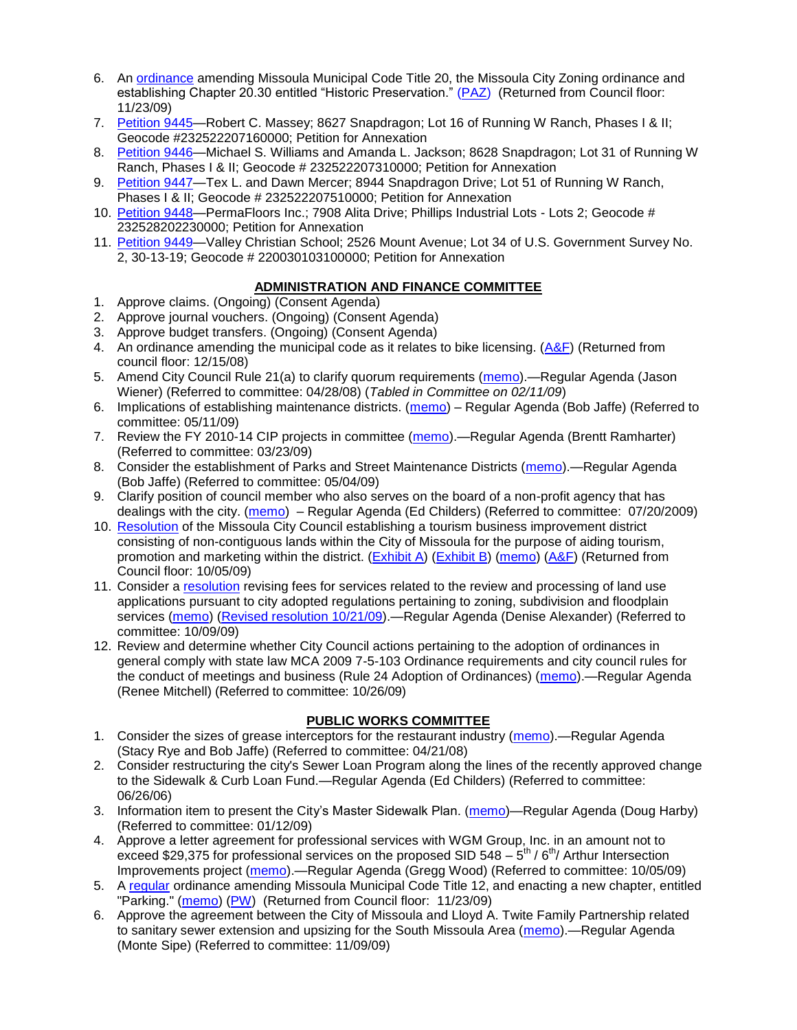6. An ordinance amending Missoula Municipal Code Title 20, the Missoula City Zoning ordinance and establishing Chapter 20.30 entitled "Historic Preservation." (PAZ) (Returned from Council floor: 11/23/09)
7. Petition 9445—Robert C. Massey; 8627 Snapdragon; Lot 16 of Running W Ranch, Phases I & II; Geocode #232522207160000; Petition for Annexation
8. Petition 9446—Michael S. Williams and Amanda L. Jackson; 8628 Snapdragon; Lot 31 of Running W Ranch, Phases I & II; Geocode # 232522207310000; Petition for Annexation
9. Petition 9447—Tex L. and Dawn Mercer; 8944 Snapdragon Drive; Lot 51 of Running W Ranch, Phases I & II; Geocode # 232522207510000; Petition for Annexation
10. Petition 9448—PermaFloors Inc.; 7908 Alita Drive; Phillips Industrial Lots - Lots 2; Geocode # 232528202230000; Petition for Annexation
11. Petition 9449—Valley Christian School; 2526 Mount Avenue; Lot 34 of U.S. Government Survey No. 2, 30-13-19; Geocode # 220030103100000; Petition for Annexation

## ADMINISTRATION AND FINANCE COMMITTEE

1. Approve claims. (Ongoing) (Consent Agenda)
2. Approve journal vouchers. (Ongoing) (Consent Agenda)
3. Approve budget transfers. (Ongoing) (Consent Agenda)
4. An ordinance amending the municipal code as it relates to bike licensing. (A&F) (Returned from council floor: 12/15/08)
5. Amend City Council Rule 21(a) to clarify quorum requirements (memo).—Regular Agenda (Jason Wiener) (Referred to committee: 04/28/08) (*Tabled in Committee on 02/11/09*)
6. Implications of establishing maintenance districts. (memo) – Regular Agenda (Bob Jaffe) (Referred to committee: 05/11/09)
7. Review the FY 2010-14 CIP projects in committee (memo).—Regular Agenda (Brentt Ramharter) (Referred to committee: 03/23/09)
8. Consider the establishment of Parks and Street Maintenance Districts (memo).—Regular Agenda (Bob Jaffe) (Referred to committee: 05/04/09)
9. Clarify position of council member who also serves on the board of a non-profit agency that has dealings with the city. (memo) – Regular Agenda (Ed Childers) (Referred to committee: 07/20/2009)
10. Resolution of the Missoula City Council establishing a tourism business improvement district consisting of non-contiguous lands within the City of Missoula for the purpose of aiding tourism, promotion and marketing within the district. (Exhibit A) (Exhibit B) (memo) (A&F) (Returned from Council floor: 10/05/09)
11. Consider a resolution revising fees for services related to the review and processing of land use applications pursuant to city adopted regulations pertaining to zoning, subdivision and floodplain services (memo) (Revised resolution 10/21/09).—Regular Agenda (Denise Alexander) (Referred to committee: 10/09/09)
12. Review and determine whether City Council actions pertaining to the adoption of ordinances in general comply with state law MCA 2009 7-5-103 Ordinance requirements and city council rules for the conduct of meetings and business (Rule 24 Adoption of Ordinances) (memo).—Regular Agenda (Renee Mitchell) (Referred to committee: 10/26/09)

## PUBLIC WORKS COMMITTEE

1. Consider the sizes of grease interceptors for the restaurant industry (memo).—Regular Agenda (Stacy Rye and Bob Jaffe) (Referred to committee: 04/21/08)
2. Consider restructuring the city's Sewer Loan Program along the lines of the recently approved change to the Sidewalk & Curb Loan Fund.—Regular Agenda (Ed Childers) (Referred to committee: 06/26/06)
3. Information item to present the City's Master Sidewalk Plan. (memo)—Regular Agenda (Doug Harby) (Referred to committee: 01/12/09)
4. Approve a letter agreement for professional services with WGM Group, Inc. in an amount not to exceed $29,375 for professional services on the proposed SID 548 – 5th / 6th/ Arthur Intersection Improvements project (memo).—Regular Agenda (Gregg Wood) (Referred to committee: 10/05/09)
5. A regular ordinance amending Missoula Municipal Code Title 12, and enacting a new chapter, entitled "Parking." (memo) (PW) (Returned from Council floor: 11/23/09)
6. Approve the agreement between the City of Missoula and Lloyd A. Twite Family Partnership related to sanitary sewer extension and upsizing for the South Missoula Area (memo).—Regular Agenda (Monte Sipe) (Referred to committee: 11/09/09)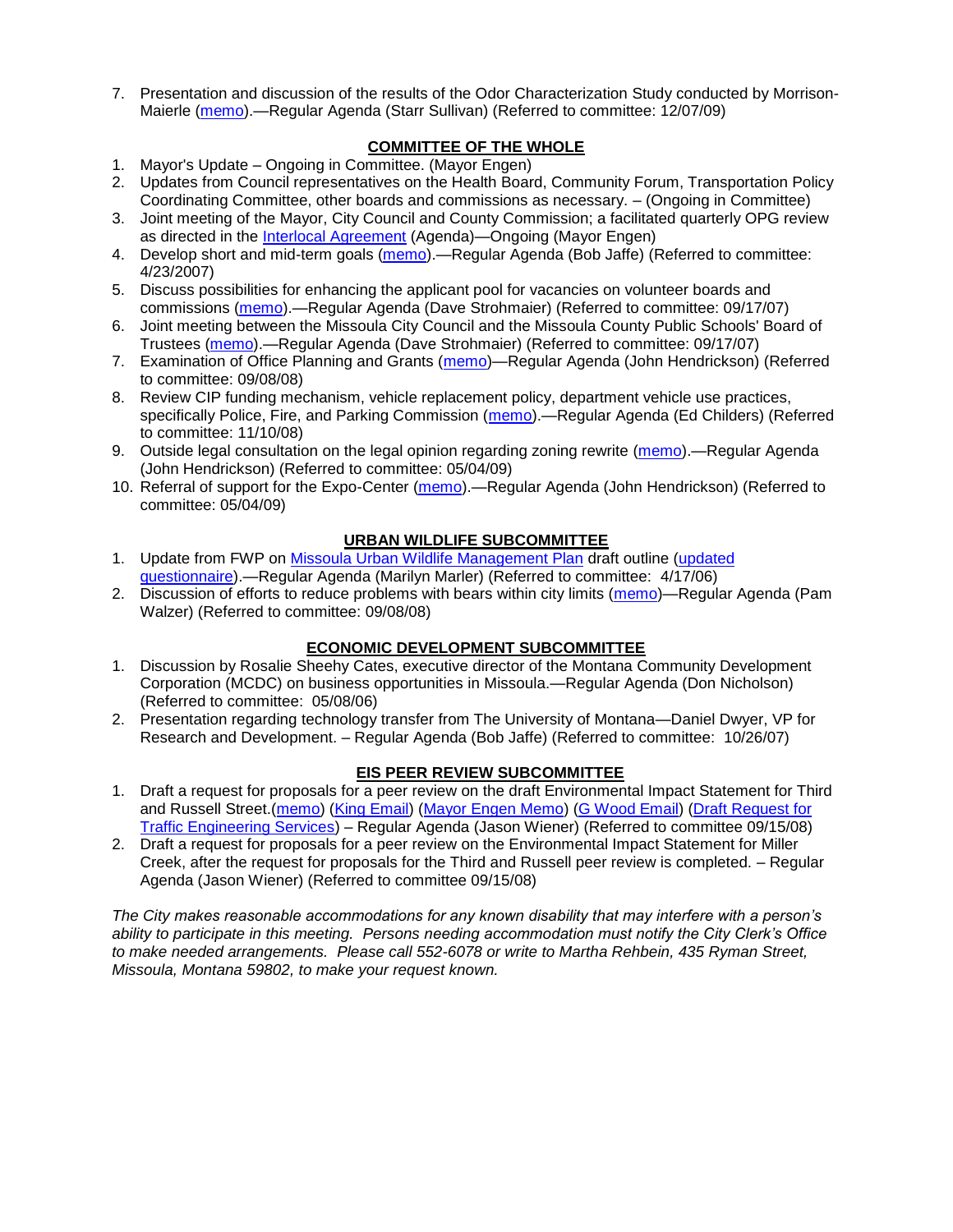7. Presentation and discussion of the results of the Odor Characterization Study conducted by Morrison-Maierle (memo).—Regular Agenda (Starr Sullivan) (Referred to committee: 12/07/09)

## COMMITTEE OF THE WHOLE

1. Mayor's Update – Ongoing in Committee. (Mayor Engen)
2. Updates from Council representatives on the Health Board, Community Forum, Transportation Policy Coordinating Committee, other boards and commissions as necessary. – (Ongoing in Committee)
3. Joint meeting of the Mayor, City Council and County Commission; a facilitated quarterly OPG review as directed in the Interlocal Agreement (Agenda)—Ongoing (Mayor Engen)
4. Develop short and mid-term goals (memo).—Regular Agenda (Bob Jaffe) (Referred to committee: 4/23/2007)
5. Discuss possibilities for enhancing the applicant pool for vacancies on volunteer boards and commissions (memo).—Regular Agenda (Dave Strohmaier) (Referred to committee: 09/17/07)
6. Joint meeting between the Missoula City Council and the Missoula County Public Schools' Board of Trustees (memo).—Regular Agenda (Dave Strohmaier) (Referred to committee: 09/17/07)
7. Examination of Office Planning and Grants (memo)—Regular Agenda (John Hendrickson) (Referred to committee: 09/08/08)
8. Review CIP funding mechanism, vehicle replacement policy, department vehicle use practices, specifically Police, Fire, and Parking Commission (memo).—Regular Agenda (Ed Childers) (Referred to committee: 11/10/08)
9. Outside legal consultation on the legal opinion regarding zoning rewrite (memo).—Regular Agenda (John Hendrickson) (Referred to committee: 05/04/09)
10. Referral of support for the Expo-Center (memo).—Regular Agenda (John Hendrickson) (Referred to committee: 05/04/09)

## URBAN WILDLIFE SUBCOMMITTEE

1. Update from FWP on Missoula Urban Wildlife Management Plan draft outline (updated questionnaire).—Regular Agenda (Marilyn Marler) (Referred to committee: 4/17/06)
2. Discussion of efforts to reduce problems with bears within city limits (memo)—Regular Agenda (Pam Walzer) (Referred to committee: 09/08/08)

## ECONOMIC DEVELOPMENT SUBCOMMITTEE

1. Discussion by Rosalie Sheehy Cates, executive director of the Montana Community Development Corporation (MCDC) on business opportunities in Missoula.—Regular Agenda (Don Nicholson) (Referred to committee: 05/08/06)
2. Presentation regarding technology transfer from The University of Montana—Daniel Dwyer, VP for Research and Development. – Regular Agenda (Bob Jaffe) (Referred to committee: 10/26/07)

## EIS PEER REVIEW SUBCOMMITTEE

1. Draft a request for proposals for a peer review on the draft Environmental Impact Statement for Third and Russell Street.(memo) (King Email) (Mayor Engen Memo) (G Wood Email) (Draft Request for Traffic Engineering Services) – Regular Agenda (Jason Wiener) (Referred to committee 09/15/08)
2. Draft a request for proposals for a peer review on the Environmental Impact Statement for Miller Creek, after the request for proposals for the Third and Russell peer review is completed. – Regular Agenda (Jason Wiener) (Referred to committee 09/15/08)

*The City makes reasonable accommodations for any known disability that may interfere with a person's ability to participate in this meeting. Persons needing accommodation must notify the City Clerk's Office to make needed arrangements. Please call 552-6078 or write to Martha Rehbein, 435 Ryman Street, Missoula, Montana 59802, to make your request known.*